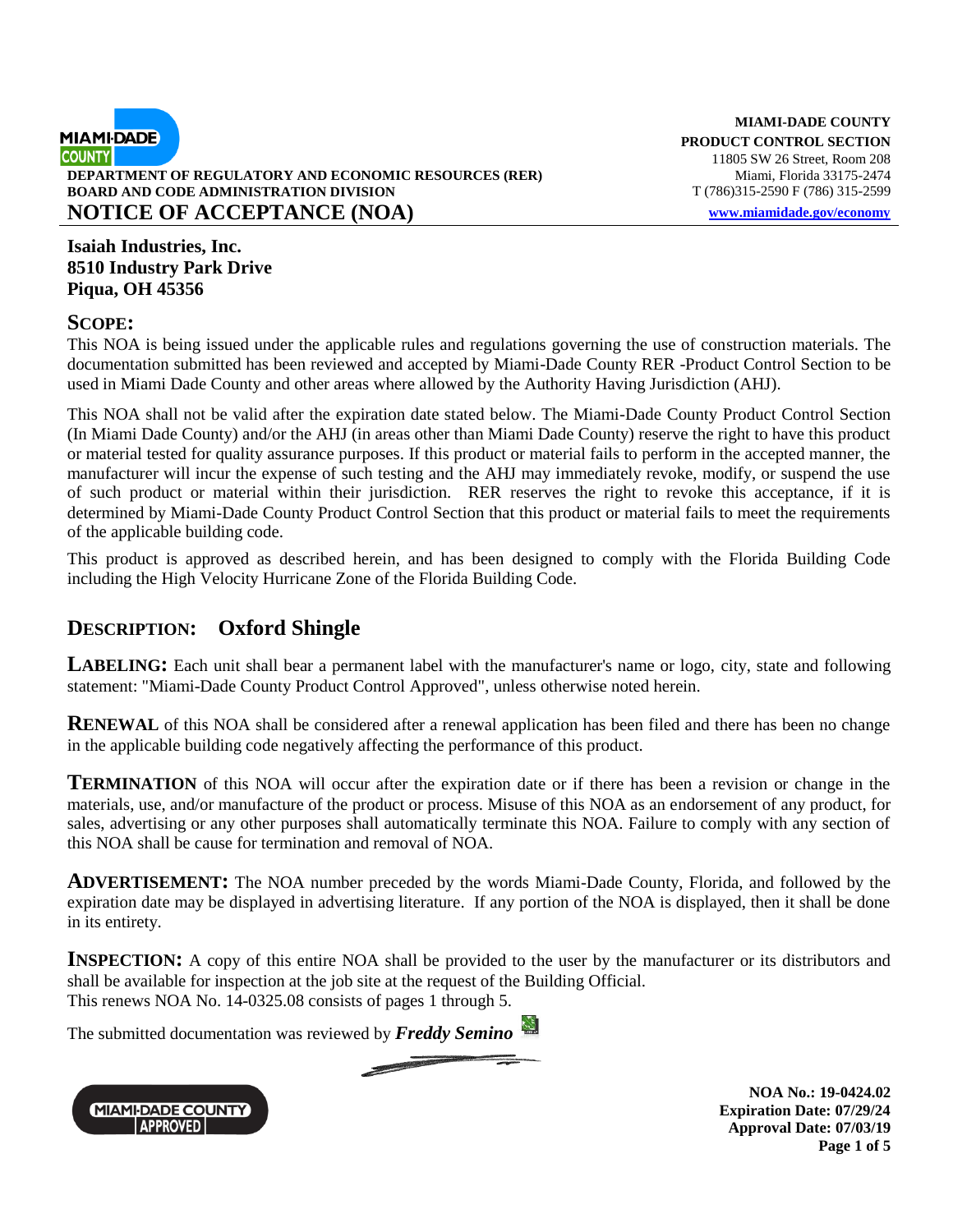**DEPARTMENT OF REGULATORY AND ECONOMIC RESOURCES (RER)**
**BOARD AND CODE ADMINISTRATION DIVISION**

**MIAMI-DADE COUNTY**
**PRODUCT CONTROL SECTION**
11805 SW 26 Street, Room 208
Miami, Florida 33175-2474
T (786)315-2590 F (786) 315-2599
www.miamidade.gov/economy

# NOTICE OF ACCEPTANCE (NOA)

**Isaiah Industries, Inc.**
**8510 Industry Park Drive**
**Piqua, OH 45356**

## SCOPE:

This NOA is being issued under the applicable rules and regulations governing the use of construction materials. The documentation submitted has been reviewed and accepted by Miami-Dade County RER -Product Control Section to be used in Miami Dade County and other areas where allowed by the Authority Having Jurisdiction (AHJ).

This NOA shall not be valid after the expiration date stated below. The Miami-Dade County Product Control Section (In Miami Dade County) and/or the AHJ (in areas other than Miami Dade County) reserve the right to have this product or material tested for quality assurance purposes. If this product or material fails to perform in the accepted manner, the manufacturer will incur the expense of such testing and the AHJ may immediately revoke, modify, or suspend the use of such product or material within their jurisdiction. RER reserves the right to revoke this acceptance, if it is determined by Miami-Dade County Product Control Section that this product or material fails to meet the requirements of the applicable building code.

This product is approved as described herein, and has been designed to comply with the Florida Building Code including the High Velocity Hurricane Zone of the Florida Building Code.

## DESCRIPTION: Oxford Shingle

**LABELING:** Each unit shall bear a permanent label with the manufacturer's name or logo, city, state and following statement: "Miami-Dade County Product Control Approved", unless otherwise noted herein.

**RENEWAL** of this NOA shall be considered after a renewal application has been filed and there has been no change in the applicable building code negatively affecting the performance of this product.

**TERMINATION** of this NOA will occur after the expiration date or if there has been a revision or change in the materials, use, and/or manufacture of the product or process. Misuse of this NOA as an endorsement of any product, for sales, advertising or any other purposes shall automatically terminate this NOA. Failure to comply with any section of this NOA shall be cause for termination and removal of NOA.

**ADVERTISEMENT:** The NOA number preceded by the words Miami-Dade County, Florida, and followed by the expiration date may be displayed in advertising literature. If any portion of the NOA is displayed, then it shall be done in its entirety.

**INSPECTION:** A copy of this entire NOA shall be provided to the user by the manufacturer or its distributors and shall be available for inspection at the job site at the request of the Building Official.
This renews NOA No. 14-0325.08 consists of pages 1 through 5.

The submitted documentation was reviewed by ***Freddy Semino***

**NOA No.: 19-0424.02**
**Expiration Date: 07/29/24**
**Approval Date: 07/03/19**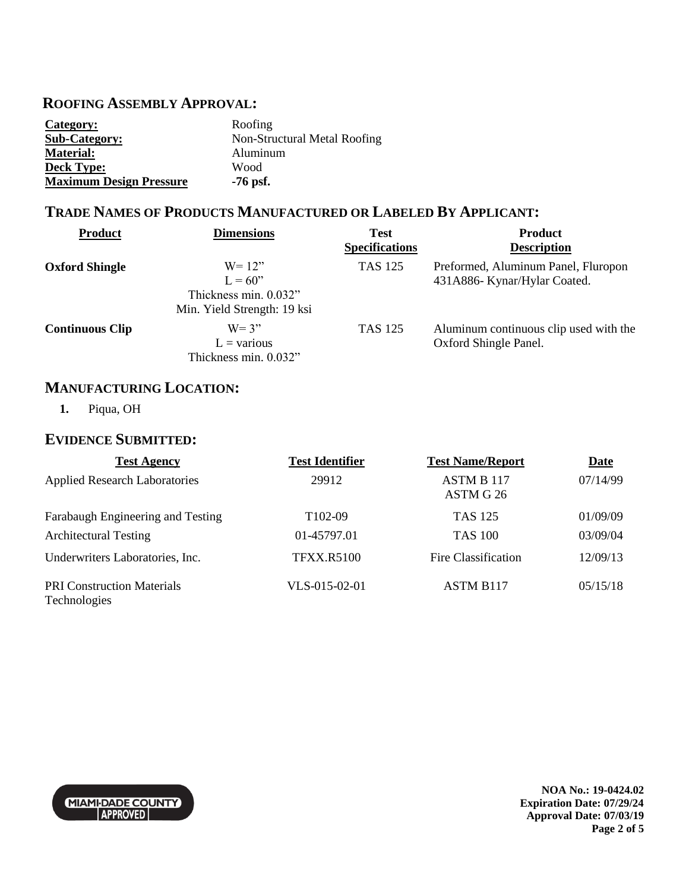## ROOFING ASSEMBLY APPROVAL:

| | |
|---|---|
| **Category:** | Roofing |
| **Sub-Category:** | Non-Structural Metal Roofing |
| **Material:** | Aluminum |
| **Deck Type:** | Wood |
| **Maximum Design Pressure** | **-76 psf.** |

## TRADE NAMES OF PRODUCTS MANUFACTURED OR LABELED BY APPLICANT:

| Product | Dimensions | Test Specifications | Product Description |
|---|---|---|---|
| **Oxford Shingle** | W= 12"<br>L = 60"<br>Thickness min. 0.032"<br>Min. Yield Strength: 19 ksi | TAS 125 | Preformed, Aluminum Panel, Fluropon 431A886- Kynar/Hylar Coated. |
| **Continuous Clip** | W= 3"<br>L = various<br>Thickness min. 0.032" | TAS 125 | Aluminum continuous clip used with the Oxford Shingle Panel. |

## MANUFACTURING LOCATION:

1. Piqua, OH

## EVIDENCE SUBMITTED:

| Test Agency | Test Identifier | Test Name/Report | Date |
|---|---|---|---|
| Applied Research Laboratories | 29912 | ASTM B 117<br>ASTM G 26 | 07/14/99 |
| Farabaugh Engineering and Testing | T102-09 | TAS 125 | 01/09/09 |
| Architectural Testing | 01-45797.01 | TAS 100 | 03/09/04 |
| Underwriters Laboratories, Inc. | TFXX.R5100 | Fire Classification | 12/09/13 |
| PRI Construction Materials Technologies | VLS-015-02-01 | ASTM B117 | 05/15/18 |

MIAMI-DADE COUNTY APPROVED

**NOA No.: 19-0424.02**
**Expiration Date: 07/29/24**
**Approval Date: 07/03/19**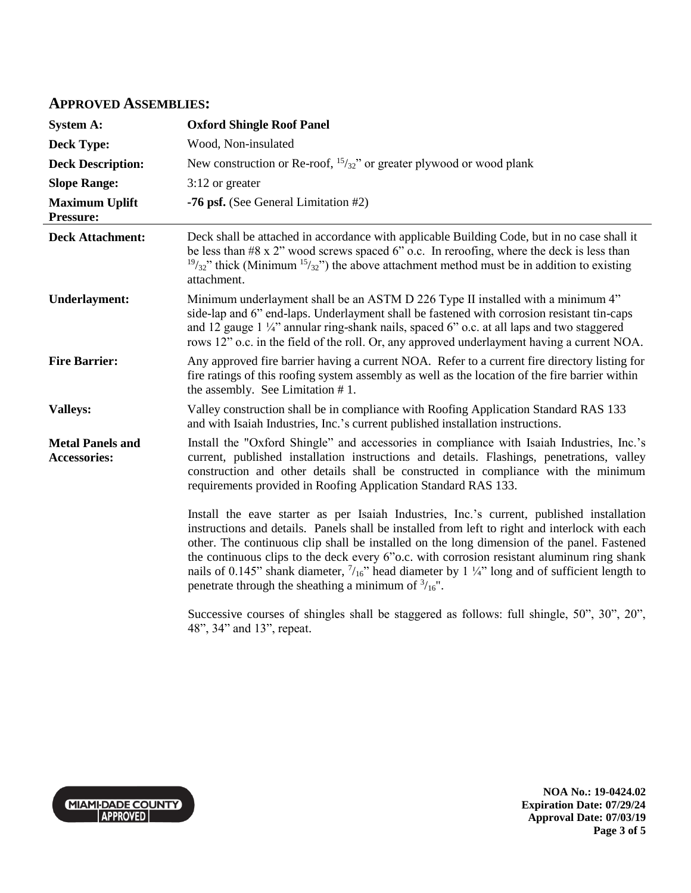## APPROVED ASSEMBLIES:

| | |
|---|---|
| **System A:** | **Oxford Shingle Roof Panel** |
| **Deck Type:** | Wood, Non-insulated |
| **Deck Description:** | New construction or Re-roof, $^{15}/_{32}$" or greater plywood or wood plank |
| **Slope Range:** | 3:12 or greater |
| **Maximum Uplift Pressure:** | **-76 psf.** (See General Limitation #2) |
| **Deck Attachment:** | Deck shall be attached in accordance with applicable Building Code, but in no case shall it be less than #8 x 2" wood screws spaced 6" o.c. In reroofing, where the deck is less than $^{19}/_{32}$" thick (Minimum $^{15}/_{32}$") the above attachment method must be in addition to existing attachment. |
| **Underlayment:** | Minimum underlayment shall be an ASTM D 226 Type II installed with a minimum 4" side-lap and 6" end-laps. Underlayment shall be fastened with corrosion resistant tin-caps and 12 gauge 1 ¼" annular ring-shank nails, spaced 6" o.c. at all laps and two staggered rows 12" o.c. in the field of the roll. Or, any approved underlayment having a current NOA. |
| **Fire Barrier:** | Any approved fire barrier having a current NOA. Refer to a current fire directory listing for fire ratings of this roofing system assembly as well as the location of the fire barrier within the assembly. See Limitation # 1. |
| **Valleys:** | Valley construction shall be in compliance with Roofing Application Standard RAS 133 and with Isaiah Industries, Inc.'s current published installation instructions. |
| **Metal Panels and Accessories:** | Install the "Oxford Shingle" and accessories in compliance with Isaiah Industries, Inc.'s current, published installation instructions and details. Flashings, penetrations, valley construction and other details shall be constructed in compliance with the minimum requirements provided in Roofing Application Standard RAS 133.<br><br>Install the eave starter as per Isaiah Industries, Inc.'s current, published installation instructions and details. Panels shall be installed from left to right and interlock with each other. The continuous clip shall be installed on the long dimension of the panel. Fastened the continuous clips to the deck every 6"o.c. with corrosion resistant aluminum ring shank nails of 0.145" shank diameter, $^{7}/_{16}$" head diameter by 1 ¼" long and of sufficient length to penetrate through the sheathing a minimum of $^{3}/_{16}$".<br><br>Successive courses of shingles shall be staggered as follows: full shingle, 50", 30", 20", 48", 34" and 13", repeat. |

MIAMI-DADE COUNTY APPROVED

**NOA No.: 19-0424.02**
**Expiration Date: 07/29/24**
**Approval Date: 07/03/19**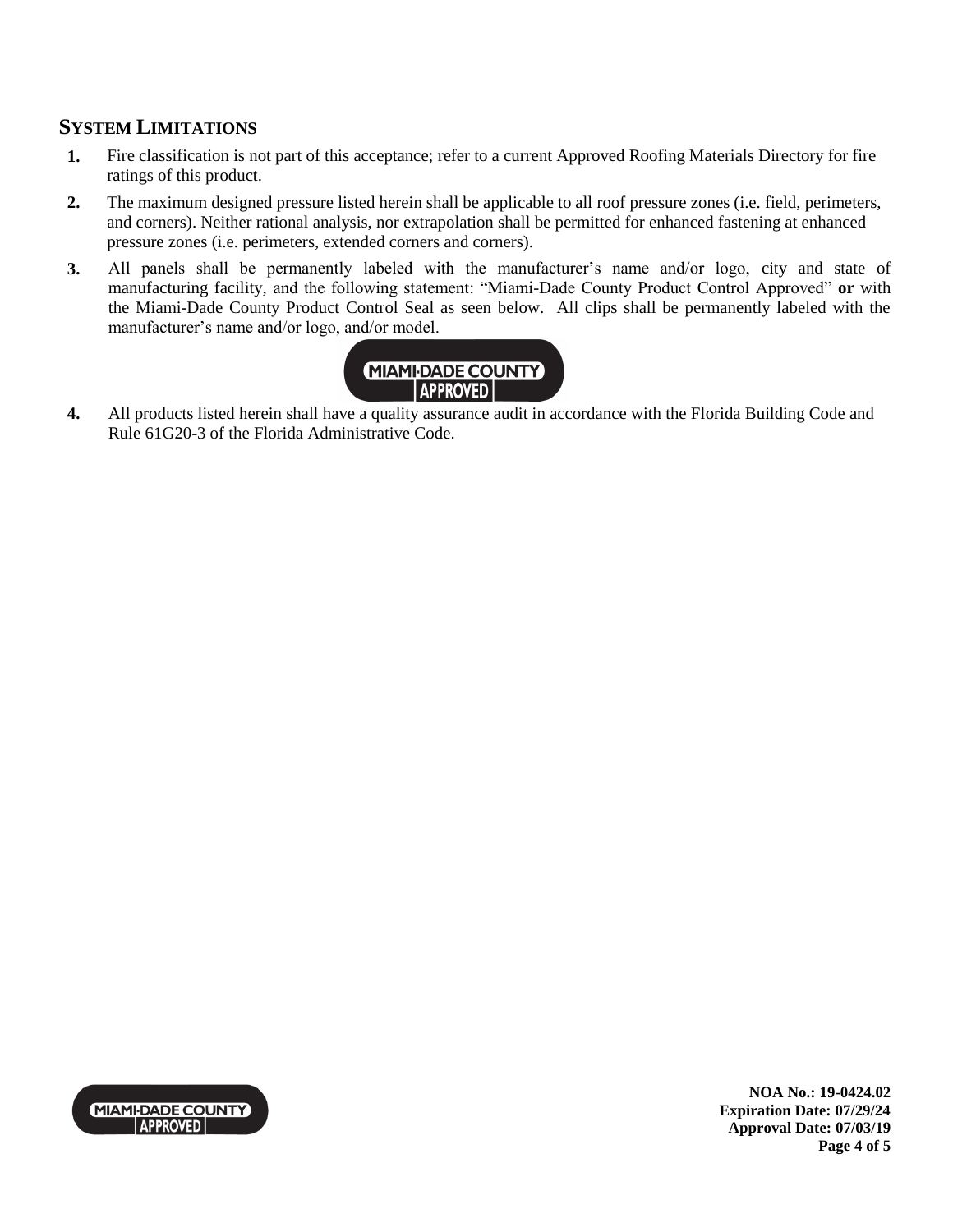## SYSTEM LIMITATIONS

1. Fire classification is not part of this acceptance; refer to a current Approved Roofing Materials Directory for fire ratings of this product.
2. The maximum designed pressure listed herein shall be applicable to all roof pressure zones (i.e. field, perimeters, and corners). Neither rational analysis, nor extrapolation shall be permitted for enhanced fastening at enhanced pressure zones (i.e. perimeters, extended corners and corners).
3. All panels shall be permanently labeled with the manufacturer's name and/or logo, city and state of manufacturing facility, and the following statement: "Miami-Dade County Product Control Approved" **or** with the Miami-Dade County Product Control Seal as seen below. All clips shall be permanently labeled with the manufacturer's name and/or logo, and/or model.

   MIAMI-DADE COUNTY APPROVED

4. All products listed herein shall have a quality assurance audit in accordance with the Florida Building Code and Rule 61G20-3 of the Florida Administrative Code.

**NOA No.: 19-0424.02**
**Expiration Date: 07/29/24**
**Approval Date: 07/03/19**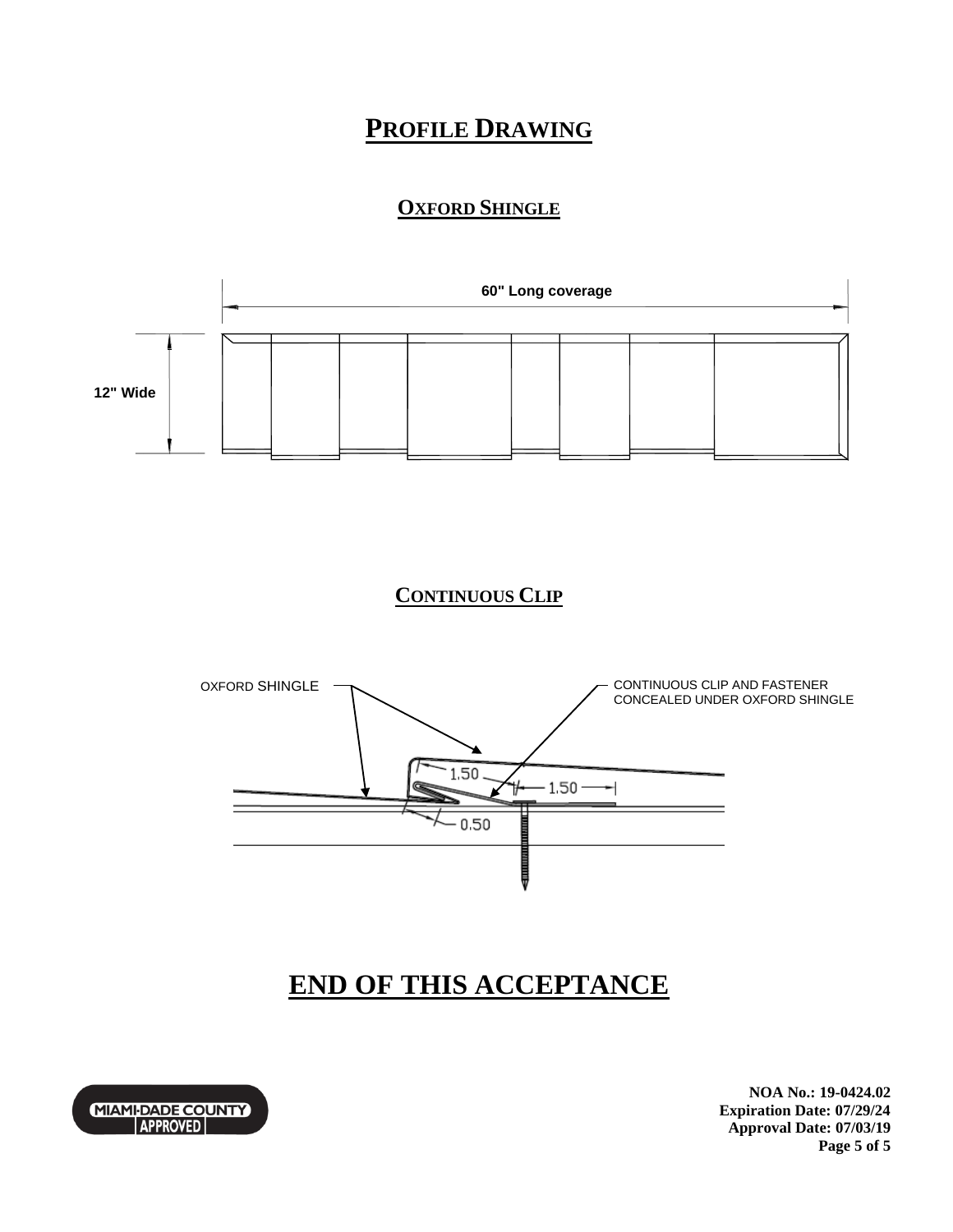# PROFILE DRAWING

## OXFORD SHINGLE

60" Long coverage

12" Wide

## CONTINUOUS CLIP

OXFORD SHINGLE

CONTINUOUS CLIP AND FASTENER CONCEALED UNDER OXFORD SHINGLE

1.50

1.50

0.50

# END OF THIS ACCEPTANCE

MIAMI-DADE COUNTY APPROVED

**NOA No.: 19-0424.02**
**Expiration Date: 07/29/24**
**Approval Date: 07/03/19**